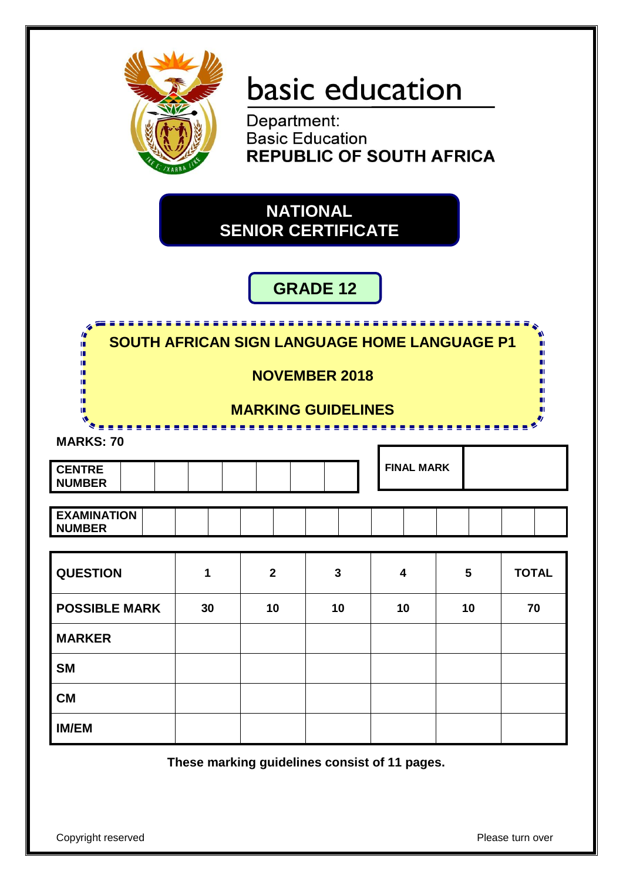basic education

Department:
Basic Education
**REPUBLIC OF SOUTH AFRICA**

# NATIONAL SENIOR CERTIFICATE

## GRADE 12

## SOUTH AFRICAN SIGN LANGUAGE HOME LANGUAGE P1

## NOVEMBER 2018

## MARKING GUIDELINES

**MARKS: 70**

| CENTRE NUMBER | | | | | | | |
|---|---|---|---|---|---|---|---|

| FINAL MARK | |
|---|---|

| EXAMINATION NUMBER | | | | | | | | | | | | | |
|---|---|---|---|---|---|---|---|---|---|---|---|---|---|

| QUESTION | 1 | 2 | 3 | 4 | 5 | TOTAL |
|---|---|---|---|---|---|---|
| POSSIBLE MARK | 30 | 10 | 10 | 10 | 10 | 70 |
| MARKER | | | | | | |
| SM | | | | | | |
| CM | | | | | | |
| IM/EM | | | | | | |

**These marking guidelines consist of 11 pages.**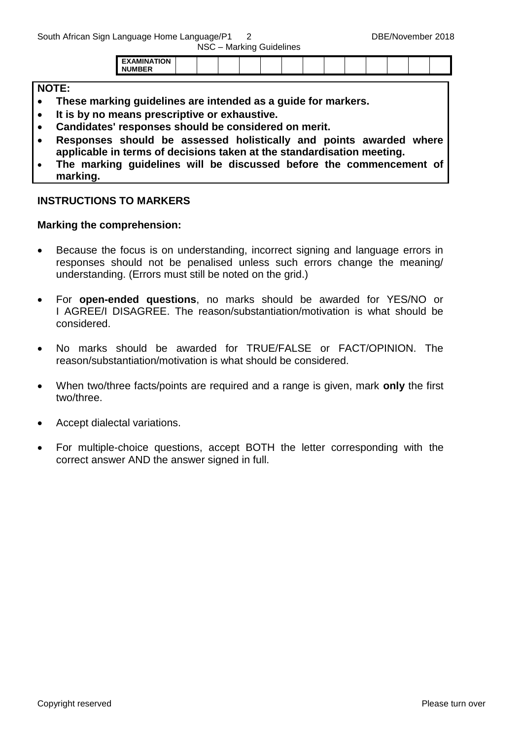| EXAMINATION NUMBER | | | | | | | | | | | | | |
|---|---|---|---|---|---|---|---|---|---|---|---|---|---|

**NOTE:**

- **These marking guidelines are intended as a guide for markers.**
- **It is by no means prescriptive or exhaustive.**
- **Candidates' responses should be considered on merit.**
- **Responses should be assessed holistically and points awarded where applicable in terms of decisions taken at the standardisation meeting.**
- **The marking guidelines will be discussed before the commencement of marking.**

## INSTRUCTIONS TO MARKERS

**Marking the comprehension:**

- Because the focus is on understanding, incorrect signing and language errors in responses should not be penalised unless such errors change the meaning/ understanding. (Errors must still be noted on the grid.)
- For **open-ended questions**, no marks should be awarded for YES/NO or I AGREE/I DISAGREE. The reason/substantiation/motivation is what should be considered.
- No marks should be awarded for TRUE/FALSE or FACT/OPINION. The reason/substantiation/motivation is what should be considered.
- When two/three facts/points are required and a range is given, mark **only** the first two/three.
- Accept dialectal variations.
- For multiple-choice questions, accept BOTH the letter corresponding with the correct answer AND the answer signed in full.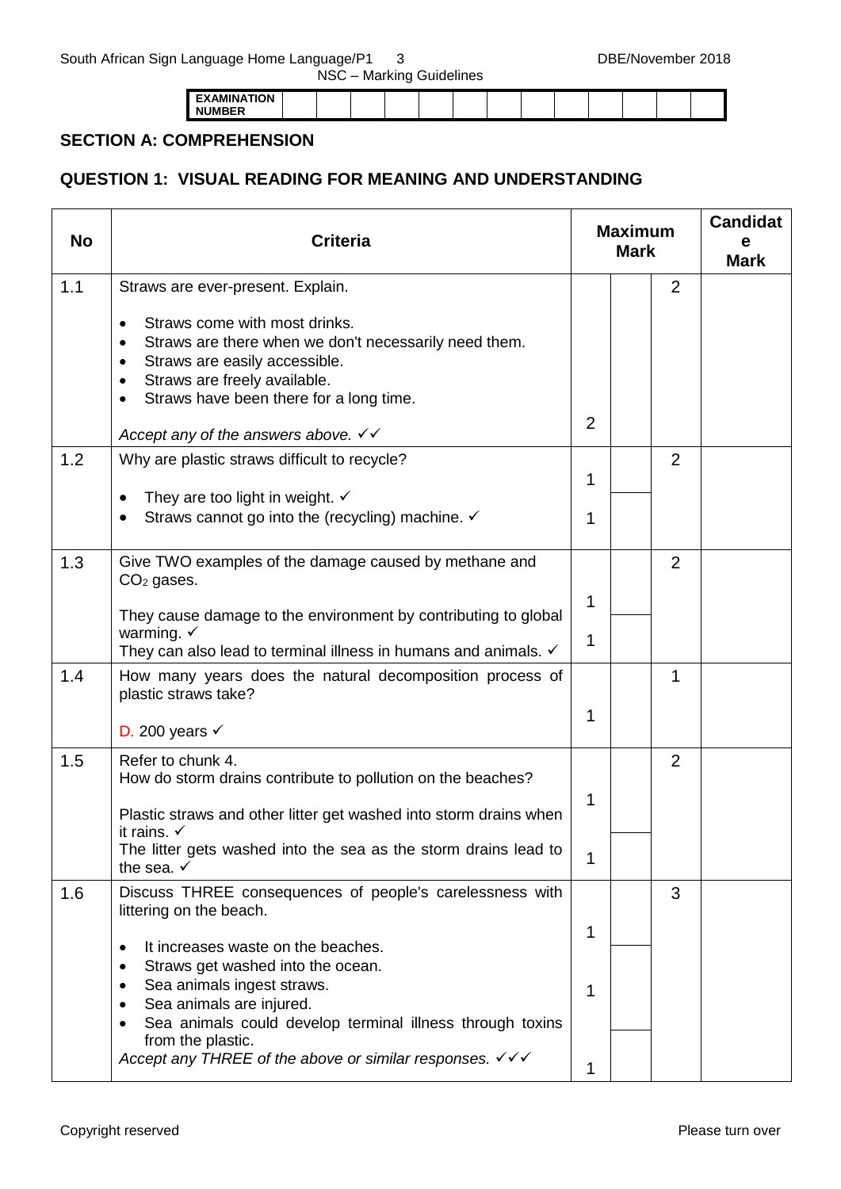| EXAMINATION NUMBER | | | | | | | | | | | | | |
|---|---|---|---|---|---|---|---|---|---|---|---|---|---|

## SECTION A: COMPREHENSION

## QUESTION 1: VISUAL READING FOR MEANING AND UNDERSTANDING

| No | Criteria | Maximum Mark | | | Candidate Mark |
|---|---|---|---|---|---|
| 1.1 | Straws are ever-present. Explain.<br><br>• Straws come with most drinks.<br>• Straws are there when we don't necessarily need them.<br>• Straws are easily accessible.<br>• Straws are freely available.<br>• Straws have been there for a long time.<br><br>*Accept any of the answers above.* ✓✓ | 2 | | 2 | |
| 1.2 | Why are plastic straws difficult to recycle?<br><br>• They are too light in weight. ✓<br>• Straws cannot go into the (recycling) machine. ✓ | 1<br>1 | | 2 | |
| 1.3 | Give TWO examples of the damage caused by methane and $CO_2$ gases.<br><br>They cause damage to the environment by contributing to global warming. ✓<br>They can also lead to terminal illness in humans and animals. ✓ | 1<br>1 | | 2 | |
| 1.4 | How many years does the natural decomposition process of plastic straws take?<br><br>D. 200 years ✓ | 1 | | 1 | |
| 1.5 | Refer to chunk 4.<br>How do storm drains contribute to pollution on the beaches?<br><br>Plastic straws and other litter get washed into storm drains when it rains. ✓<br>The litter gets washed into the sea as the storm drains lead to the sea. ✓ | 1<br>1 | | 2 | |
| 1.6 | Discuss THREE consequences of people's carelessness with littering on the beach.<br><br>• It increases waste on the beaches.<br>• Straws get washed into the ocean.<br>• Sea animals ingest straws.<br>• Sea animals are injured.<br>• Sea animals could develop terminal illness through toxins from the plastic.<br>*Accept any THREE of the above or similar responses.* ✓✓✓ | 1<br>1<br>1 | | 3 | |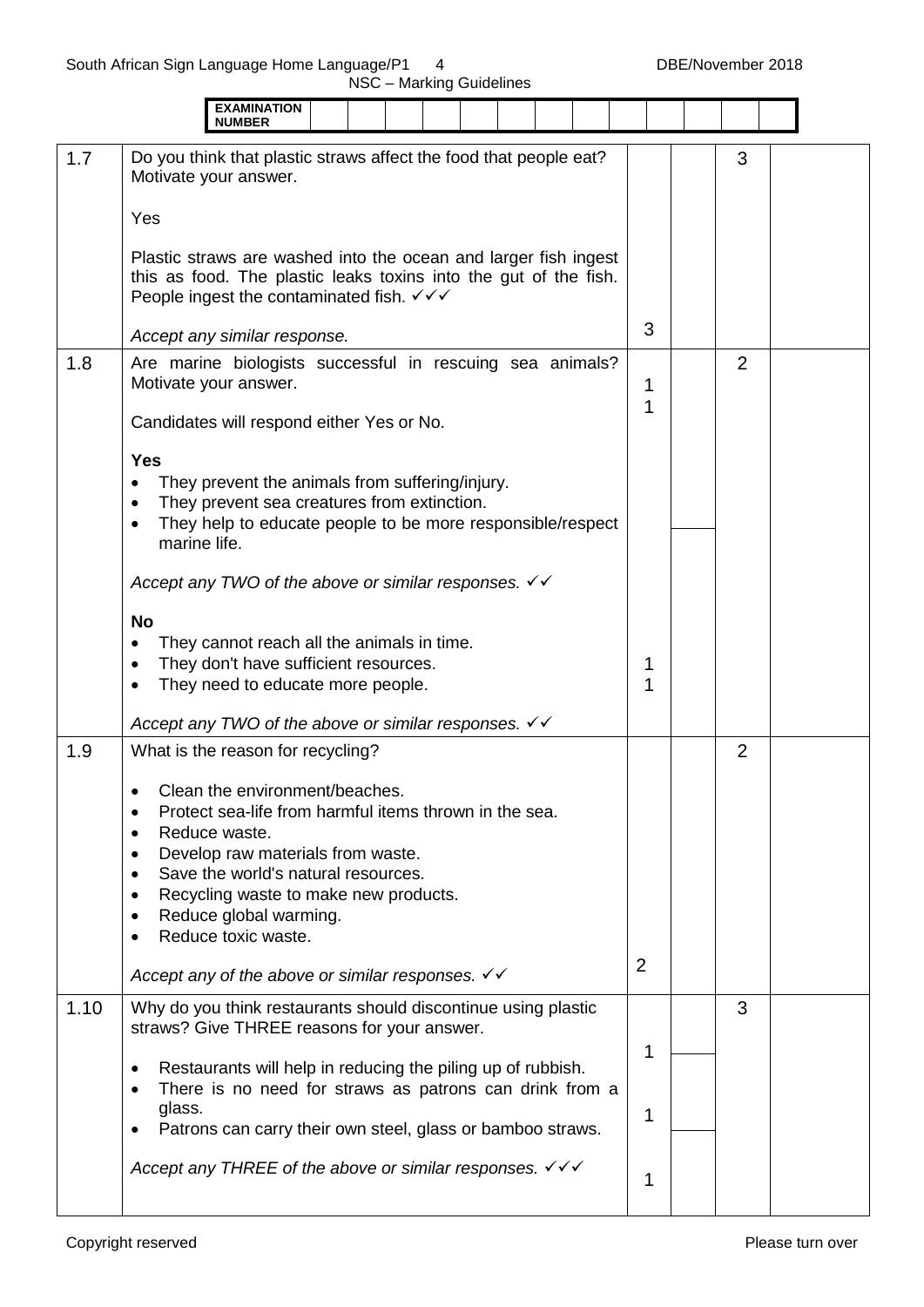| EXAMINATION NUMBER | | | | | | | | | | | | | |
|---|---|---|---|---|---|---|---|---|---|---|---|---|---|

| | | | | | |
|---|---|---|---|---|---|
| 1.7 | Do you think that plastic straws affect the food that people eat? Motivate your answer.<br><br>Yes<br><br>Plastic straws are washed into the ocean and larger fish ingest this as food. The plastic leaks toxins into the gut of the fish. People ingest the contaminated fish. ✓✓✓<br><br>*Accept any similar response.* | 3 | | 3 | |
| 1.8 | Are marine biologists successful in rescuing sea animals? Motivate your answer.<br><br>Candidates will respond either Yes or No.<br><br>**Yes**<br>• They prevent the animals from suffering/injury.<br>• They prevent sea creatures from extinction.<br>• They help to educate people to be more responsible/respect marine life.<br><br>*Accept any TWO of the above or similar responses.* ✓✓<br><br>**No**<br>• They cannot reach all the animals in time.<br>• They don't have sufficient resources.<br>• They need to educate more people.<br><br>*Accept any TWO of the above or similar responses.* ✓✓ | 1<br>1<br><br>1<br>1 | | 2 | |
| 1.9 | What is the reason for recycling?<br><br>• Clean the environment/beaches.<br>• Protect sea-life from harmful items thrown in the sea.<br>• Reduce waste.<br>• Develop raw materials from waste.<br>• Save the world's natural resources.<br>• Recycling waste to make new products.<br>• Reduce global warming.<br>• Reduce toxic waste.<br><br>*Accept any of the above or similar responses.* ✓✓ | 2 | | 2 | |
| 1.10 | Why do you think restaurants should discontinue using plastic straws? Give THREE reasons for your answer.<br><br>• Restaurants will help in reducing the piling up of rubbish.<br>• There is no need for straws as patrons can drink from a glass.<br>• Patrons can carry their own steel, glass or bamboo straws.<br><br>*Accept any THREE of the above or similar responses.* ✓✓✓ | 1<br>1<br>1 | | 3 | |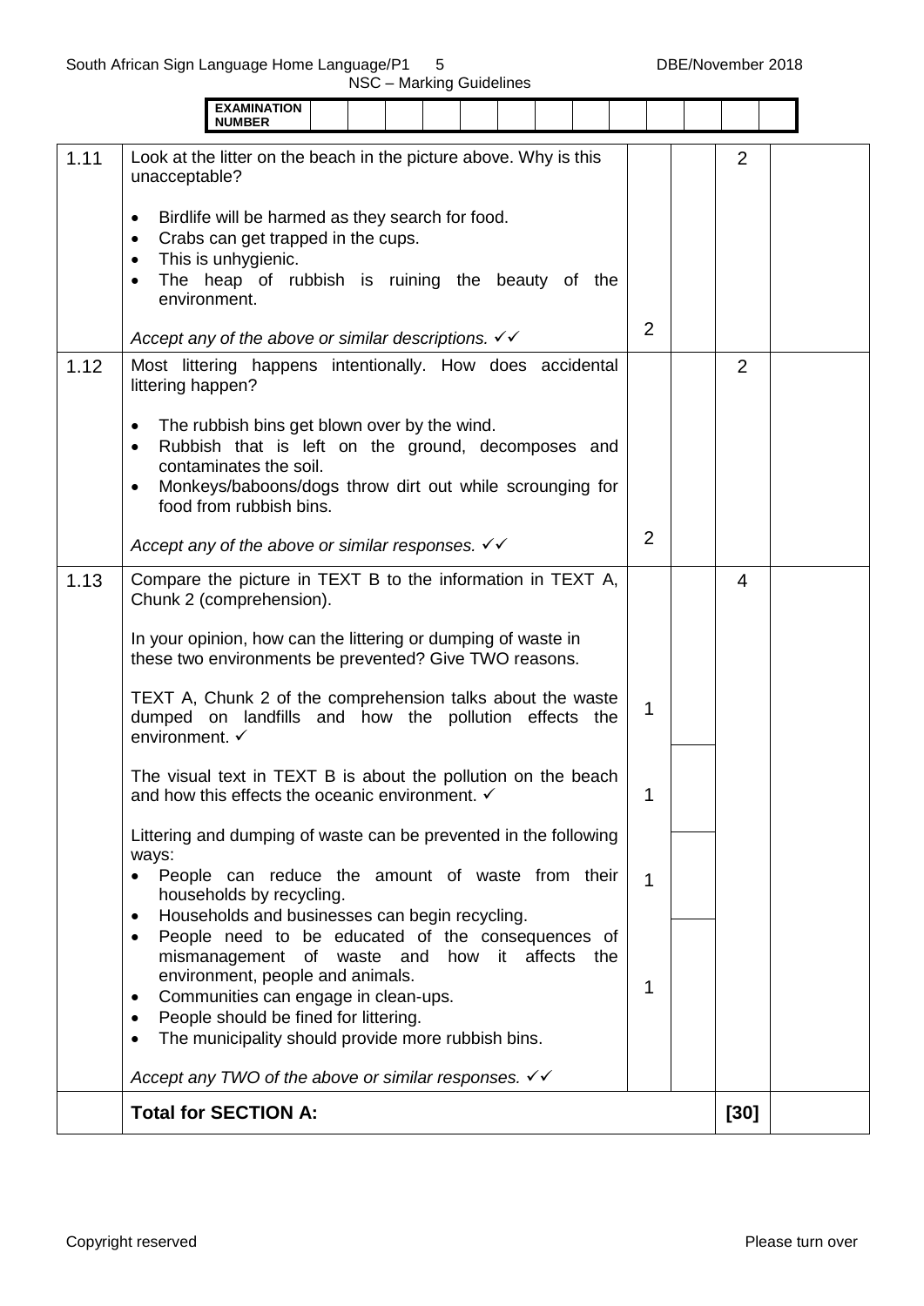| EXAMINATION NUMBER | | | | | | | | | | | | | |
|---|---|---|---|---|---|---|---|---|---|---|---|---|---|

| | | | | | |
|---|---|---|---|---|---|
| 1.11 | Look at the litter on the beach in the picture above. Why is this unacceptable?<br><br>• Birdlife will be harmed as they search for food.<br>• Crabs can get trapped in the cups.<br>• This is unhygienic.<br>• The heap of rubbish is ruining the beauty of the environment.<br><br>*Accept any of the above or similar descriptions.* ✓✓ | 2 | | 2 | |
| 1.12 | Most littering happens intentionally. How does accidental littering happen?<br><br>• The rubbish bins get blown over by the wind.<br>• Rubbish that is left on the ground, decomposes and contaminates the soil.<br>• Monkeys/baboons/dogs throw dirt out while scrounging for food from rubbish bins.<br><br>*Accept any of the above or similar responses.* ✓✓ | 2 | | 2 | |
| 1.13 | Compare the picture in TEXT B to the information in TEXT A, Chunk 2 (comprehension).<br><br>In your opinion, how can the littering or dumping of waste in these two environments be prevented? Give TWO reasons.<br><br>TEXT A, Chunk 2 of the comprehension talks about the waste dumped on landfills and how the pollution effects the environment. ✓ | 1 | | 4 | |
| | The visual text in TEXT B is about the pollution on the beach and how this effects the oceanic environment. ✓ | 1 | | | |
| | Littering and dumping of waste can be prevented in the following ways:<br>• People can reduce the amount of waste from their households by recycling.<br>• Households and businesses can begin recycling. | 1 | | | |
| | • People need to be educated of the consequences of mismanagement of waste and how it affects the environment, people and animals.<br>• Communities can engage in clean-ups.<br>• People should be fined for littering.<br>• The municipality should provide more rubbish bins.<br><br>*Accept any TWO of the above or similar responses.* ✓✓ | 1 | | | |
| | **Total for SECTION A:** | | | **[30]** | |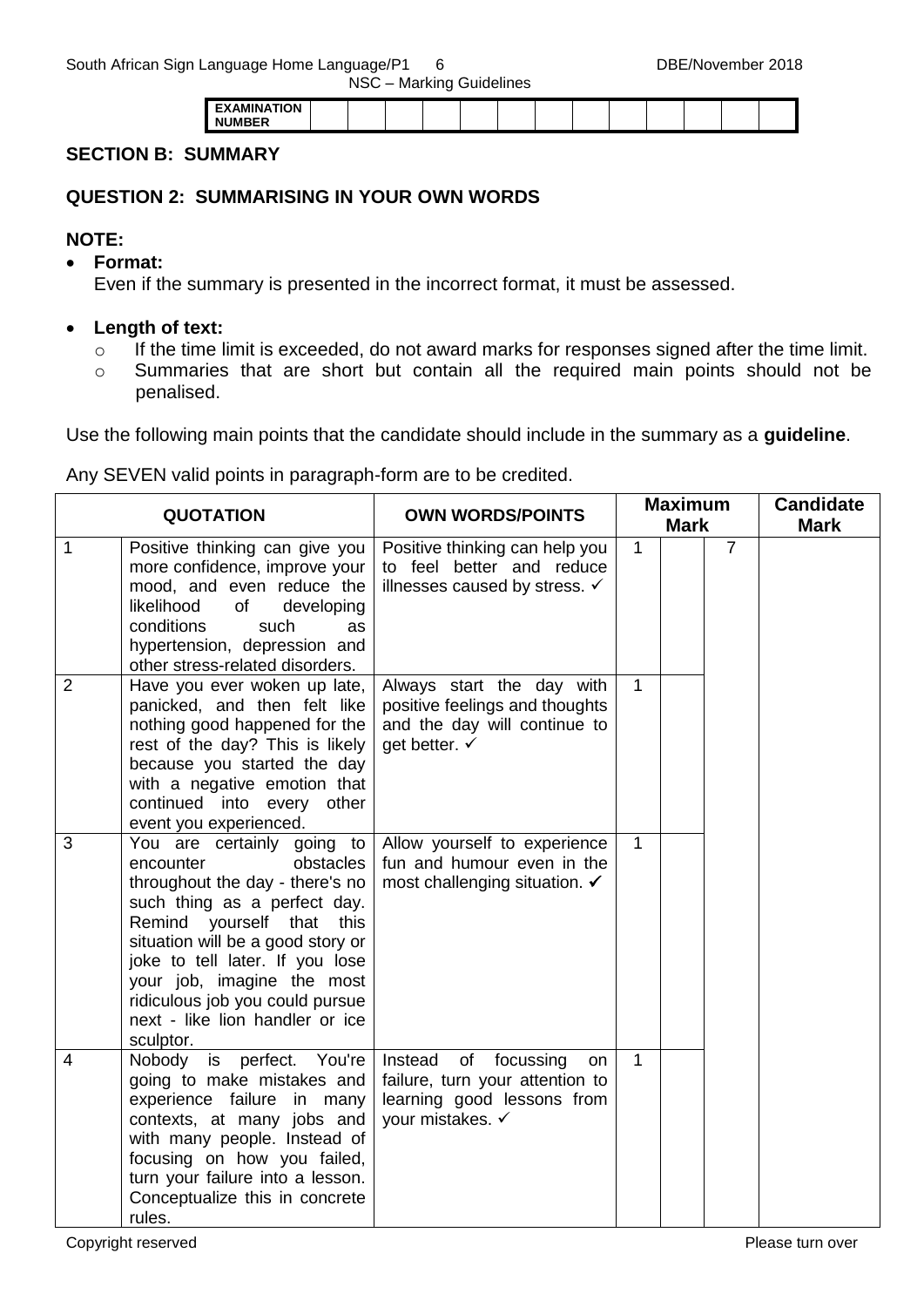| EXAMINATION NUMBER | | | | | | | | | | | | | |
|---|---|---|---|---|---|---|---|---|---|---|---|---|---|

**SECTION B: SUMMARY**

**QUESTION 2: SUMMARISING IN YOUR OWN WORDS**

**NOTE:**

- **Format:**
  Even if the summary is presented in the incorrect format, it must be assessed.

- **Length of text:**
  - If the time limit is exceeded, do not award marks for responses signed after the time limit.
  - Summaries that are short but contain all the required main points should not be penalised.

Use the following main points that the candidate should include in the summary as a **guideline**.

Any SEVEN valid points in paragraph-form are to be credited.

| QUOTATION | | OWN WORDS/POINTS | Maximum Mark | | | Candidate Mark |
|---|---|---|---|---|---|---|
| 1 | Positive thinking can give you more confidence, improve your mood, and even reduce the likelihood of developing conditions such as hypertension, depression and other stress-related disorders. | Positive thinking can help you to feel better and reduce illnesses caused by stress. ✓ | 1 | | 7 | |
| 2 | Have you ever woken up late, panicked, and then felt like nothing good happened for the rest of the day? This is likely because you started the day with a negative emotion that continued into every other event you experienced. | Always start the day with positive feelings and thoughts and the day will continue to get better. ✓ | 1 | | | |
| 3 | You are certainly going to encounter obstacles throughout the day - there's no such thing as a perfect day. Remind yourself that this situation will be a good story or joke to tell later. If you lose your job, imagine the most ridiculous job you could pursue next - like lion handler or ice sculptor. | Allow yourself to experience fun and humour even in the most challenging situation. ✓ | 1 | | | |
| 4 | Nobody is perfect. You're going to make mistakes and experience failure in many contexts, at many jobs and with many people. Instead of focusing on how you failed, turn your failure into a lesson. Conceptualize this in concrete rules. | Instead of focussing on failure, turn your attention to learning good lessons from your mistakes. ✓ | 1 | | | |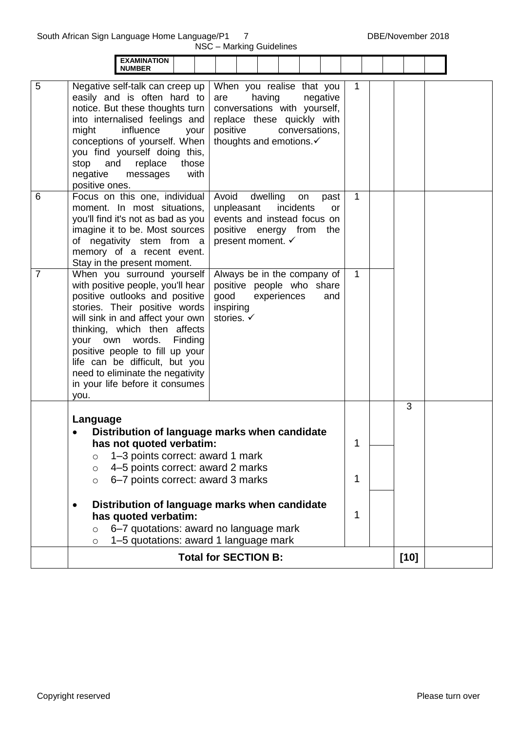| EXAMINATION NUMBER | | | | | | | | | | | | | |
|---|---|---|---|---|---|---|---|---|---|---|---|---|---|

| | | | | | | |
|---|---|---|---|---|---|---|
| 5 | Negative self-talk can creep up easily and is often hard to notice. But these thoughts turn into internalised feelings and might influence your conceptions of yourself. When you find yourself doing this, stop and replace those negative messages with positive ones. | When you realise that you are having negative conversations with yourself, replace these quickly with positive conversations, thoughts and emotions.✓ | 1 | | | |
| 6 | Focus on this one, individual moment. In most situations, you'll find it's not as bad as you imagine it to be. Most sources of negativity stem from a memory of a recent event. Stay in the present moment. | Avoid dwelling on past unpleasant incidents or events and instead focus on positive energy from the present moment. ✓ | 1 | | | |
| 7 | When you surround yourself with positive people, you'll hear positive outlooks and positive stories. Their positive words will sink in and affect your own thinking, which then affects your own words. Finding positive people to fill up your life can be difficult, but you need to eliminate the negativity in your life before it consumes you. | Always be in the company of positive people who share good experiences and inspiring stories. ✓ | 1 | | | |
| | **Language**<br>• **Distribution of language marks when candidate has not quoted verbatim:**<br>o 1–3 points correct: award 1 mark<br>o 4–5 points correct: award 2 marks<br>o 6–7 points correct: award 3 marks<br><br>• **Distribution of language marks when candidate has quoted verbatim:**<br>o 6–7 quotations: award no language mark<br>o 1–5 quotations: award 1 language mark | | 1<br>1<br>1 | | 3 | |
| | **Total for SECTION B:** | | | | **[10]** | |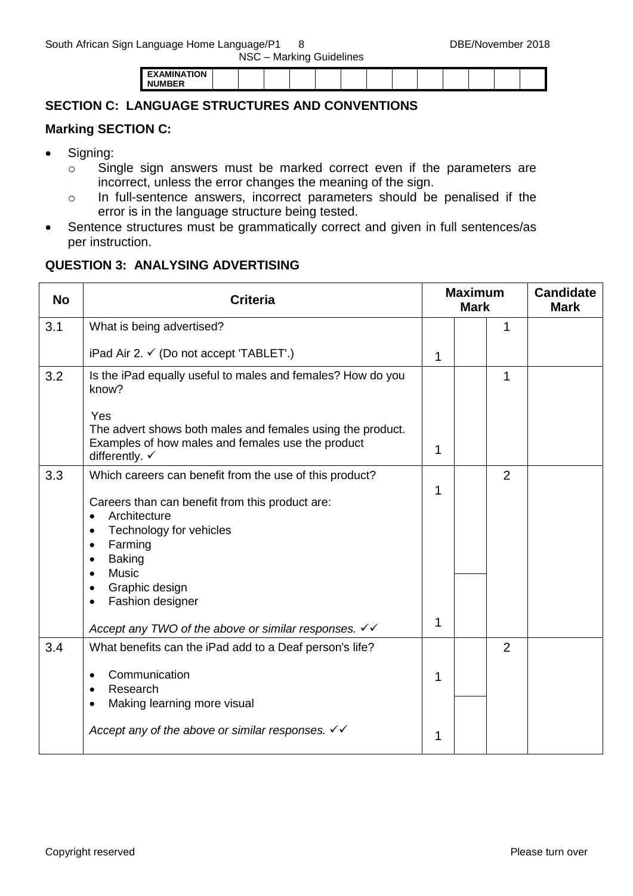| EXAMINATION NUMBER | | | | | | | | | | | | | |
|---|---|---|---|---|---|---|---|---|---|---|---|---|---|

## SECTION C: LANGUAGE STRUCTURES AND CONVENTIONS

**Marking SECTION C:**

- Signing:
  - Single sign answers must be marked correct even if the parameters are incorrect, unless the error changes the meaning of the sign.
  - In full-sentence answers, incorrect parameters should be penalised if the error is in the language structure being tested.
- Sentence structures must be grammatically correct and given in full sentences/as per instruction.

### QUESTION 3: ANALYSING ADVERTISING

| No | Criteria | Maximum Mark | | | Candidate Mark |
|---|---|---|---|---|---|
| 3.1 | What is being advertised?<br><br>iPad Air 2. ✓ (Do not accept 'TABLET'.) | 1 | | 1 | |
| 3.2 | Is the iPad equally useful to males and females? How do you know?<br><br>Yes<br>The advert shows both males and females using the product. Examples of how males and females use the product differently. ✓ | 1 | | 1 | |
| 3.3 | Which careers can benefit from the use of this product?<br><br>Careers than can benefit from this product are:<br>• Architecture<br>• Technology for vehicles<br>• Farming<br>• Baking<br>• Music<br>• Graphic design<br>• Fashion designer<br><br>*Accept any TWO of the above or similar responses.* ✓✓ | 1<br><br>1 | | 2 | |
| 3.4 | What benefits can the iPad add to a Deaf person's life?<br><br>• Communication<br>• Research<br>• Making learning more visual<br><br>*Accept any of the above or similar responses.* ✓✓ | 1<br><br>1 | | 2 | |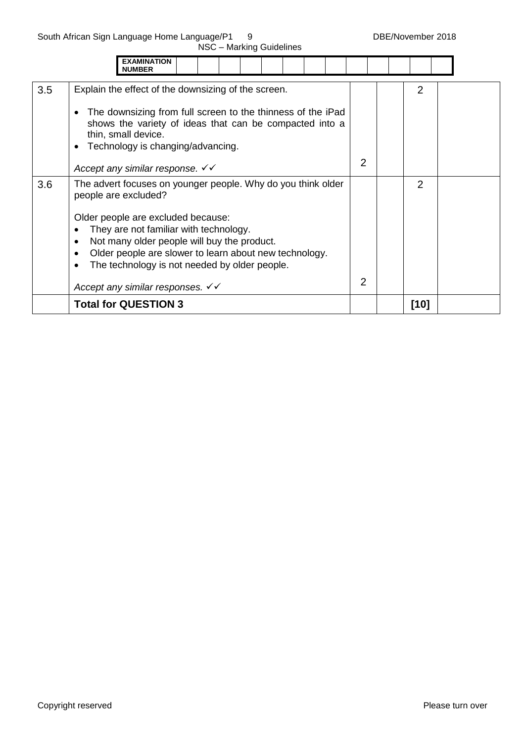| EXAMINATION NUMBER | | | | | | | | | | | | | |
|---|---|---|---|---|---|---|---|---|---|---|---|---|---|

| | | | | | |
|---|---|---|---|---|---|
| 3.5 | Explain the effect of the downsizing of the screen.<br><br>• The downsizing from full screen to the thinness of the iPad shows the variety of ideas that can be compacted into a thin, small device.<br>• Technology is changing/advancing.<br><br>*Accept any similar response.* ✓✓ | 2 | | 2 | |
| 3.6 | The advert focuses on younger people. Why do you think older people are excluded?<br><br>Older people are excluded because:<br>• They are not familiar with technology.<br>• Not many older people will buy the product.<br>• Older people are slower to learn about new technology.<br>• The technology is not needed by older people.<br><br>*Accept any similar responses.* ✓✓ | 2 | | 2 | |
| | **Total for QUESTION 3** | | | **[10]** | |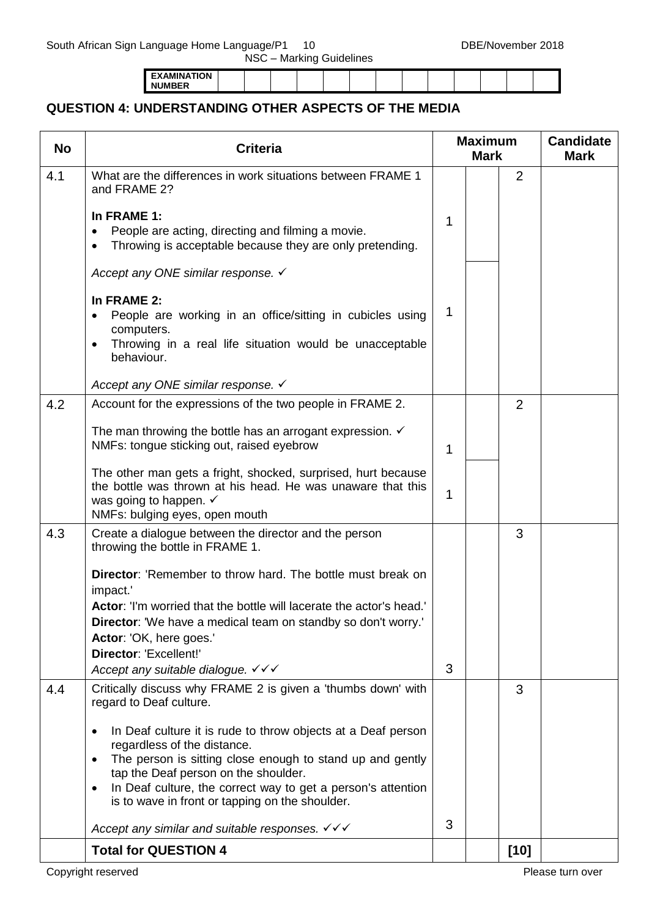| EXAMINATION NUMBER | | | | | | | | | | | | | |
|---|---|---|---|---|---|---|---|---|---|---|---|---|---|

## QUESTION 4: UNDERSTANDING OTHER ASPECTS OF THE MEDIA

| No | Criteria | Maximum Mark | | | Candidate Mark |
|---|---|---|---|---|---|
| 4.1 | What are the differences in work situations between FRAME 1 and FRAME 2?<br><br>**In FRAME 1:**<br>• People are acting, directing and filming a movie.<br>• Throwing is acceptable because they are only pretending.<br><br>*Accept any ONE similar response.* ✓<br><br>**In FRAME 2:**<br>• People are working in an office/sitting in cubicles using computers.<br>• Throwing in a real life situation would be unacceptable behaviour.<br><br>*Accept any ONE similar response.* ✓ | 1<br><br>1 | | 2 | |
| 4.2 | Account for the expressions of the two people in FRAME 2.<br><br>The man throwing the bottle has an arrogant expression. ✓<br>NMFs: tongue sticking out, raised eyebrow<br><br>The other man gets a fright, shocked, surprised, hurt because the bottle was thrown at his head. He was unaware that this was going to happen. ✓<br>NMFs: bulging eyes, open mouth | 1<br><br>1 | | 2 | |
| 4.3 | Create a dialogue between the director and the person throwing the bottle in FRAME 1.<br><br>**Director**: 'Remember to throw hard. The bottle must break on impact.'<br>**Actor**: 'I'm worried that the bottle will lacerate the actor's head.'<br>**Director**: 'We have a medical team on standby so don't worry.'<br>**Actor**: 'OK, here goes.'<br>**Director**: 'Excellent!'<br>*Accept any suitable dialogue.* ✓✓✓ | 3 | | 3 | |
| 4.4 | Critically discuss why FRAME 2 is given a 'thumbs down' with regard to Deaf culture.<br><br>• In Deaf culture it is rude to throw objects at a Deaf person regardless of the distance.<br>• The person is sitting close enough to stand up and gently tap the Deaf person on the shoulder.<br>• In Deaf culture, the correct way to get a person's attention is to wave in front or tapping on the shoulder.<br><br>*Accept any similar and suitable responses.* ✓✓✓ | 3 | | 3 | |
| | **Total for QUESTION 4** | | | **[10]** | |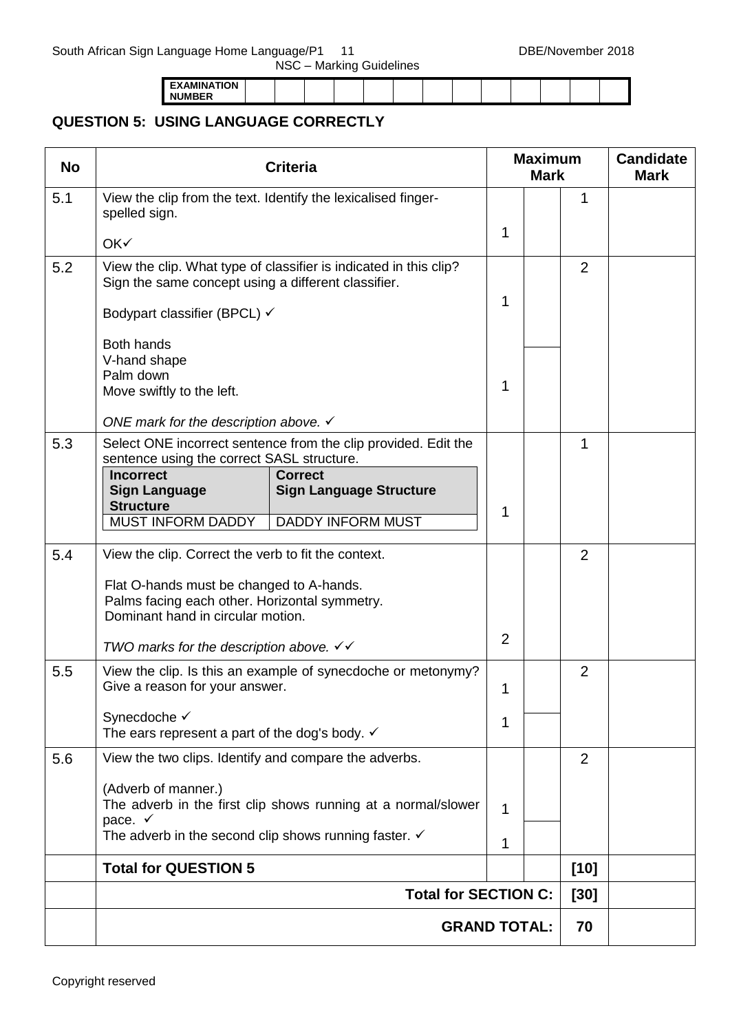| EXAMINATION NUMBER | | | | | | | | | | | | | |
|---|---|---|---|---|---|---|---|---|---|---|---|---|---|

## QUESTION 5: USING LANGUAGE CORRECTLY

| No | Criteria | Maximum Mark | | | Candidate Mark |
|---|---|---|---|---|---|
| 5.1 | View the clip from the text. Identify the lexicalised finger-spelled sign.<br><br>OK✓ | 1 | | 1 | |
| 5.2 | View the clip. What type of classifier is indicated in this clip? Sign the same concept using a different classifier.<br><br>Bodypart classifier (BPCL) ✓<br><br>Both hands<br>V-hand shape<br>Palm down<br>Move swiftly to the left.<br><br>*ONE mark for the description above.* ✓ | 1<br><br>1 | | 2 | |
| 5.3 | Select ONE incorrect sentence from the clip provided. Edit the sentence using the correct SASL structure.<br><br>**Incorrect Sign Language Structure**: MUST INFORM DADDY<br>**Correct Sign Language Structure**: DADDY INFORM MUST | 1 | | 1 | |
| 5.4 | View the clip. Correct the verb to fit the context.<br><br>Flat O-hands must be changed to A-hands.<br>Palms facing each other. Horizontal symmetry.<br>Dominant hand in circular motion.<br><br>*TWO marks for the description above.* ✓✓ | 2 | | 2 | |
| 5.5 | View the clip. Is this an example of synecdoche or metonymy? Give a reason for your answer.<br><br>Synecdoche ✓<br>The ears represent a part of the dog's body. ✓ | 1<br><br>1 | | 2 | |
| 5.6 | View the two clips. Identify and compare the adverbs.<br><br>(Adverb of manner.)<br>The adverb in the first clip shows running at a normal/slower pace. ✓<br>The adverb in the second clip shows running faster. ✓ | 1<br><br>1 | | 2 | |
| | **Total for QUESTION 5** | | | **[10]** | |
| | **Total for SECTION C:** | | | **[30]** | |
| | **GRAND TOTAL:** | | | **70** | |